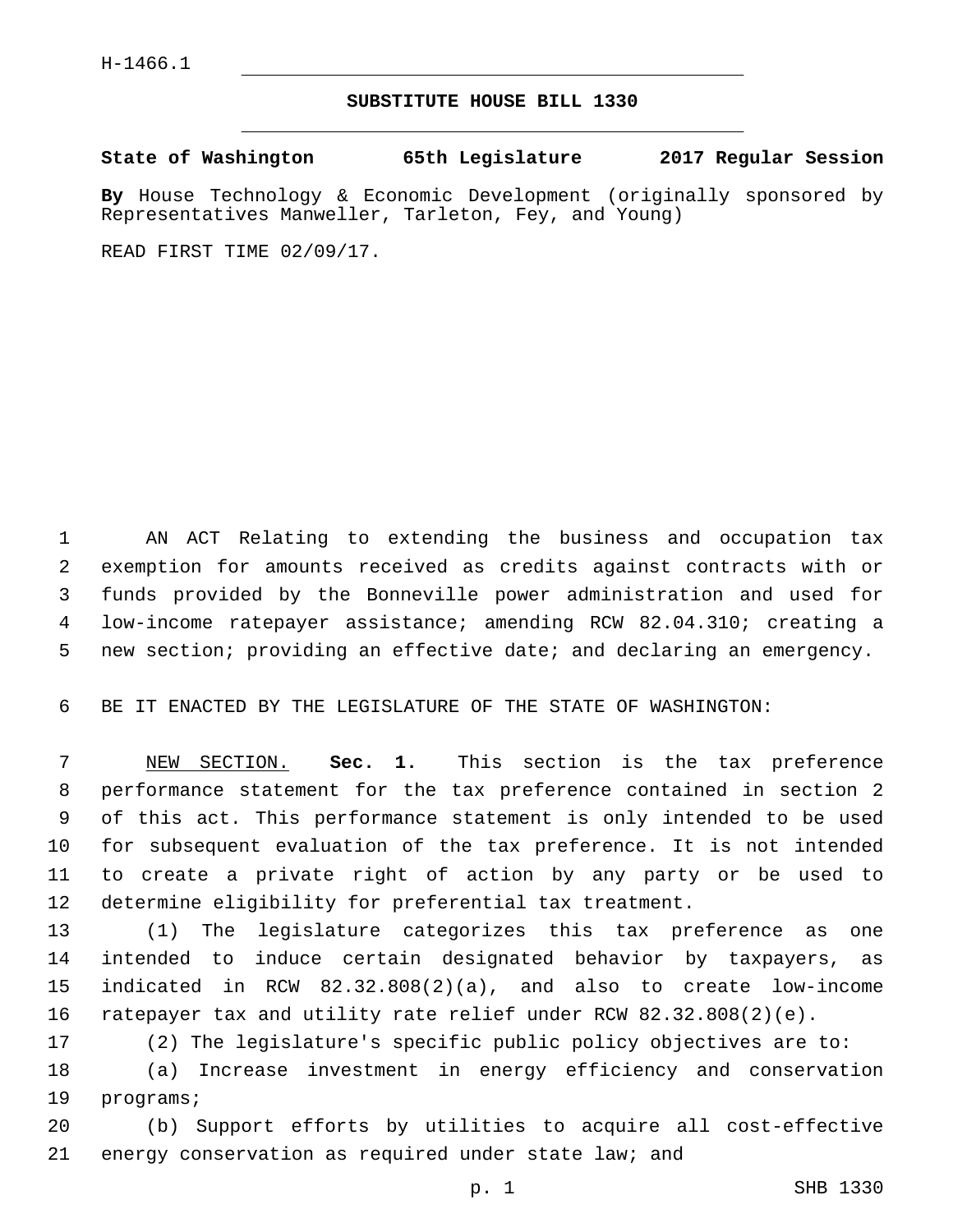H-1466.1

# SUBSTITUTE HOUSE BILL 1330

**State of Washington 65th Legislature 2017 Regular Session**

**By** House Technology & Economic Development (originally sponsored by Representatives Manweller, Tarleton, Fey, and Young)

READ FIRST TIME 02/09/17.

AN ACT Relating to extending the business and occupation tax exemption for amounts received as credits against contracts with or funds provided by the Bonneville power administration and used for low-income ratepayer assistance; amending RCW 82.04.310; creating a new section; providing an effective date; and declaring an emergency.

BE IT ENACTED BY THE LEGISLATURE OF THE STATE OF WASHINGTON:

NEW SECTION. **Sec. 1.** This section is the tax preference performance statement for the tax preference contained in section 2 of this act. This performance statement is only intended to be used for subsequent evaluation of the tax preference. It is not intended to create a private right of action by any party or be used to determine eligibility for preferential tax treatment.

(1) The legislature categorizes this tax preference as one intended to induce certain designated behavior by taxpayers, as indicated in RCW 82.32.808(2)(a), and also to create low-income ratepayer tax and utility rate relief under RCW 82.32.808(2)(e).

(2) The legislature's specific public policy objectives are to:

(a) Increase investment in energy efficiency and conservation programs;

(b) Support efforts by utilities to acquire all cost-effective energy conservation as required under state law; and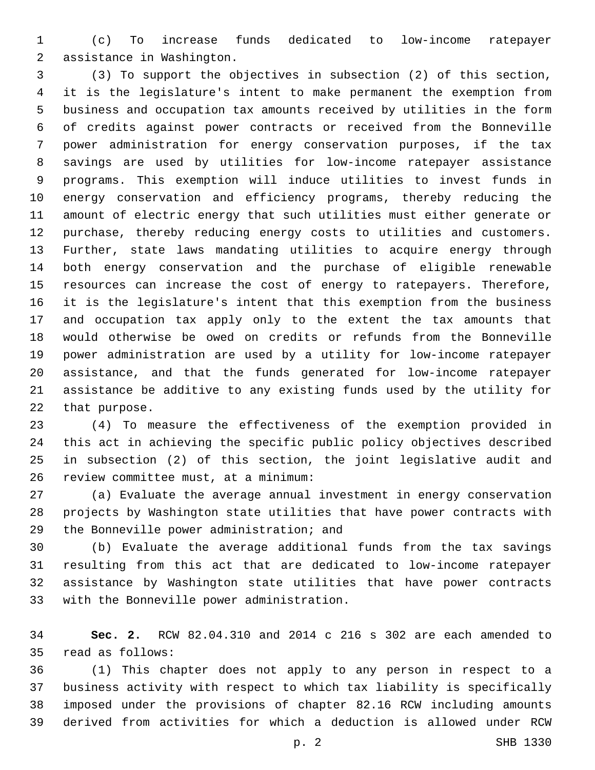(c) To increase funds dedicated to low-income ratepayer assistance in Washington.

(3) To support the objectives in subsection (2) of this section, it is the legislature's intent to make permanent the exemption from business and occupation tax amounts received by utilities in the form of credits against power contracts or received from the Bonneville power administration for energy conservation purposes, if the tax savings are used by utilities for low-income ratepayer assistance programs. This exemption will induce utilities to invest funds in energy conservation and efficiency programs, thereby reducing the amount of electric energy that such utilities must either generate or purchase, thereby reducing energy costs to utilities and customers. Further, state laws mandating utilities to acquire energy through both energy conservation and the purchase of eligible renewable resources can increase the cost of energy to ratepayers. Therefore, it is the legislature's intent that this exemption from the business and occupation tax apply only to the extent the tax amounts that would otherwise be owed on credits or refunds from the Bonneville power administration are used by a utility for low-income ratepayer assistance, and that the funds generated for low-income ratepayer assistance be additive to any existing funds used by the utility for that purpose.

(4) To measure the effectiveness of the exemption provided in this act in achieving the specific public policy objectives described in subsection (2) of this section, the joint legislative audit and review committee must, at a minimum:

(a) Evaluate the average annual investment in energy conservation projects by Washington state utilities that have power contracts with the Bonneville power administration; and

(b) Evaluate the average additional funds from the tax savings resulting from this act that are dedicated to low-income ratepayer assistance by Washington state utilities that have power contracts with the Bonneville power administration.

**Sec. 2.** RCW 82.04.310 and 2014 c 216 s 302 are each amended to read as follows:

(1) This chapter does not apply to any person in respect to a business activity with respect to which tax liability is specifically imposed under the provisions of chapter 82.16 RCW including amounts derived from activities for which a deduction is allowed under RCW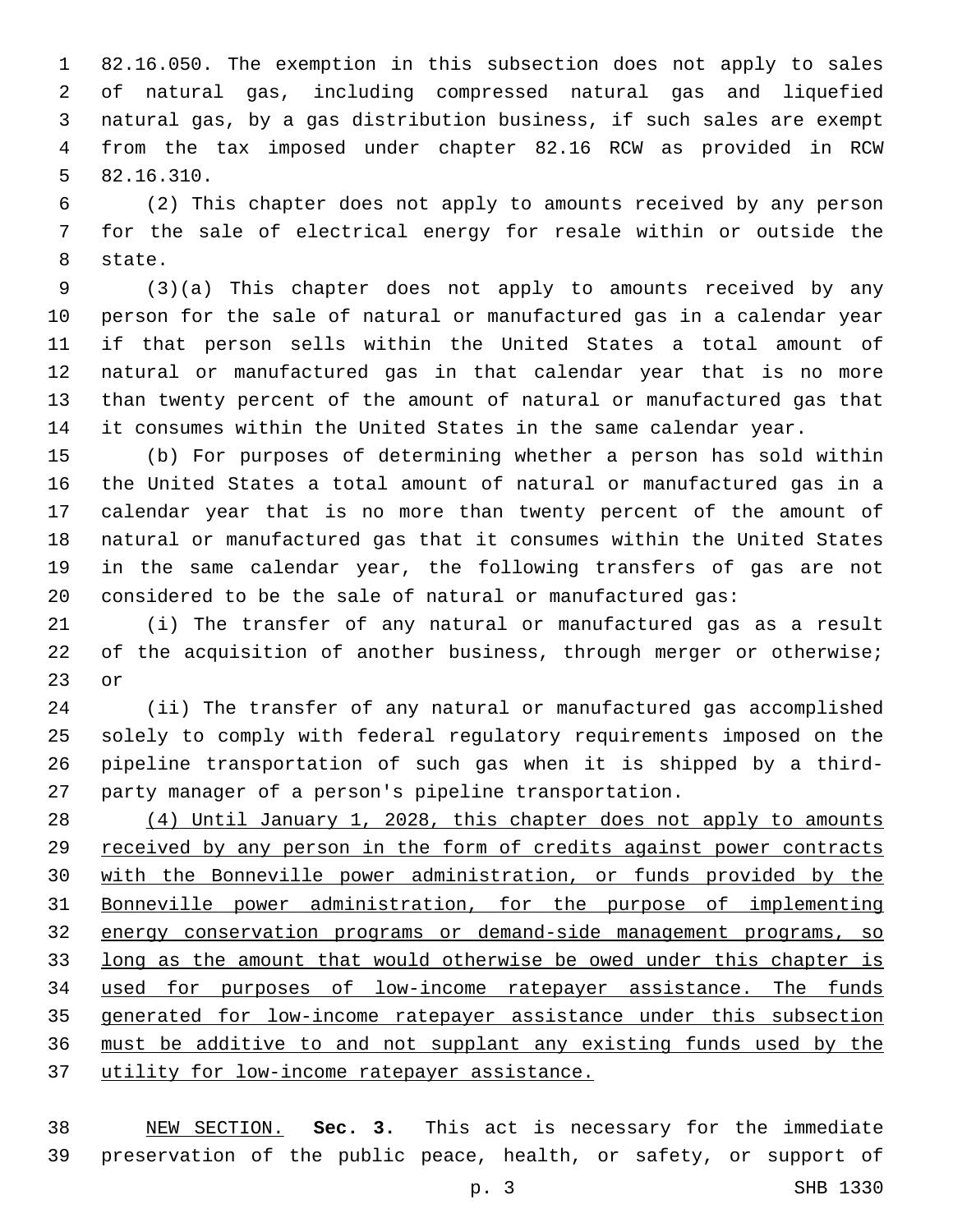82.16.050. The exemption in this subsection does not apply to sales of natural gas, including compressed natural gas and liquefied natural gas, by a gas distribution business, if such sales are exempt from the tax imposed under chapter 82.16 RCW as provided in RCW 82.16.310.

(2) This chapter does not apply to amounts received by any person for the sale of electrical energy for resale within or outside the state.

(3)(a) This chapter does not apply to amounts received by any person for the sale of natural or manufactured gas in a calendar year if that person sells within the United States a total amount of natural or manufactured gas in that calendar year that is no more than twenty percent of the amount of natural or manufactured gas that it consumes within the United States in the same calendar year.

(b) For purposes of determining whether a person has sold within the United States a total amount of natural or manufactured gas in a calendar year that is no more than twenty percent of the amount of natural or manufactured gas that it consumes within the United States in the same calendar year, the following transfers of gas are not considered to be the sale of natural or manufactured gas:

(i) The transfer of any natural or manufactured gas as a result of the acquisition of another business, through merger or otherwise; or

(ii) The transfer of any natural or manufactured gas accomplished solely to comply with federal regulatory requirements imposed on the pipeline transportation of such gas when it is shipped by a third-party manager of a person's pipeline transportation.

<u>(4) Until January 1, 2028, this chapter does not apply to amounts received by any person in the form of credits against power contracts with the Bonneville power administration, or funds provided by the Bonneville power administration, for the purpose of implementing energy conservation programs or demand-side management programs, so long as the amount that would otherwise be owed under this chapter is used for purposes of low-income ratepayer assistance. The funds generated for low-income ratepayer assistance under this subsection must be additive to and not supplant any existing funds used by the utility for low-income ratepayer assistance.</u>

<u>NEW SECTION.</u> **Sec. 3.** This act is necessary for the immediate preservation of the public peace, health, or safety, or support of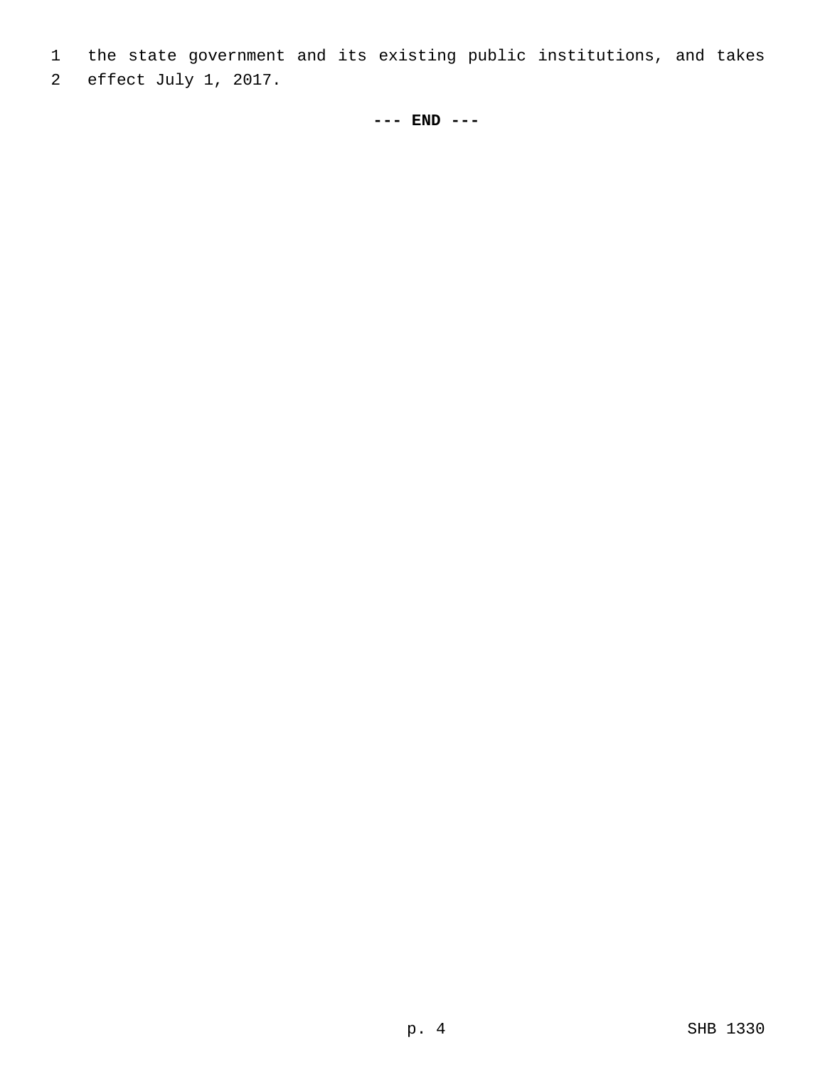the state government and its existing public institutions, and takes effect July 1, 2017.

**--- END ---**